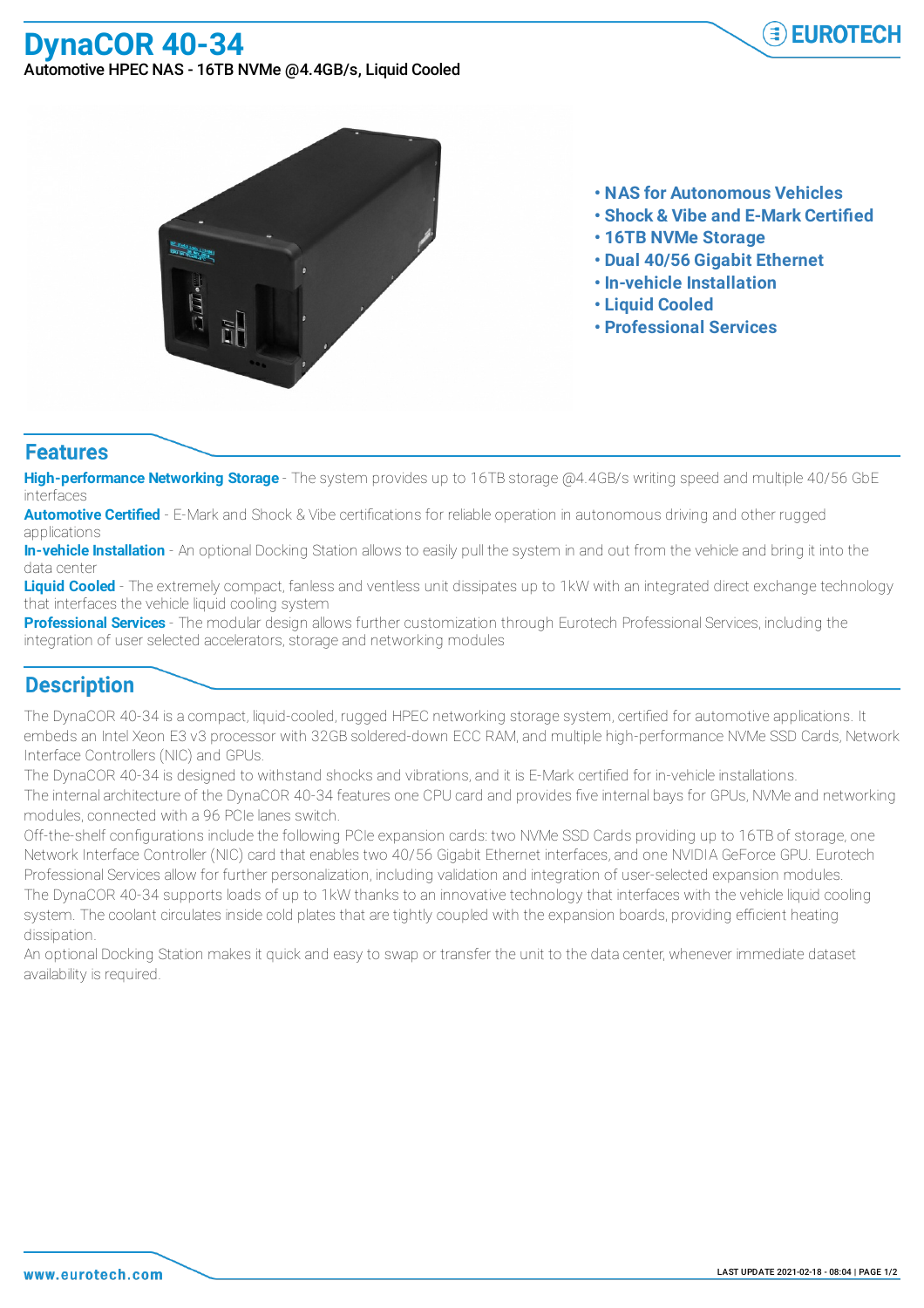# DynaCOR 40-34

Automotive HPEC NAS - 16TB NVMe @4.4GB/s, Liquid Cooled

- NAS for Autonomous Vehicles
- Shock & Vibe and E-Mark Certified
- 16TB NVMe Storage
- Dual 40/56 Gigabit Ethernet
- In-vehicle Installation
- Liquid Cooled
- Professional Services

## Features

**High-performance Networking Storage** - The system provides up to 16TB storage @4.4GB/s writing speed and multiple 40/56 GbE interfaces

**Automotive Certified** - E-Mark and Shock & Vibe certifications for reliable operation in autonomous driving and other rugged applications

**In-vehicle Installation** - An optional Docking Station allows to easily pull the system in and out from the vehicle and bring it into the data center

**Liquid Cooled** - The extremely compact, fanless and ventless unit dissipates up to 1kW with an integrated direct exchange technology that interfaces the vehicle liquid cooling system

**Professional Services** - The modular design allows further customization through Eurotech Professional Services, including the integration of user selected accelerators, storage and networking modules

## Description

The DynaCOR 40-34 is a compact, liquid-cooled, rugged HPEC networking storage system, certified for automotive applications. It embeds an Intel Xeon E3 v3 processor with 32GB soldered-down ECC RAM, and multiple high-performance NVMe SSD Cards, Network Interface Controllers (NIC) and GPUs.

The DynaCOR 40-34 is designed to withstand shocks and vibrations, and it is E-Mark certified for in-vehicle installations.

The internal architecture of the DynaCOR 40-34 features one CPU card and provides five internal bays for GPUs, NVMe and networking modules, connected with a 96 PCIe lanes switch.

Off-the-shelf configurations include the following PCIe expansion cards: two NVMe SSD Cards providing up to 16TB of storage, one Network Interface Controller (NIC) card that enables two 40/56 Gigabit Ethernet interfaces, and one NVIDIA GeForce GPU. Eurotech Professional Services allow for further personalization, including validation and integration of user-selected expansion modules.

The DynaCOR 40-34 supports loads of up to 1kW thanks to an innovative technology that interfaces with the vehicle liquid cooling system. The coolant circulates inside cold plates that are tightly coupled with the expansion boards, providing efficient heating dissipation.

An optional Docking Station makes it quick and easy to swap or transfer the unit to the data center, whenever immediate dataset availability is required.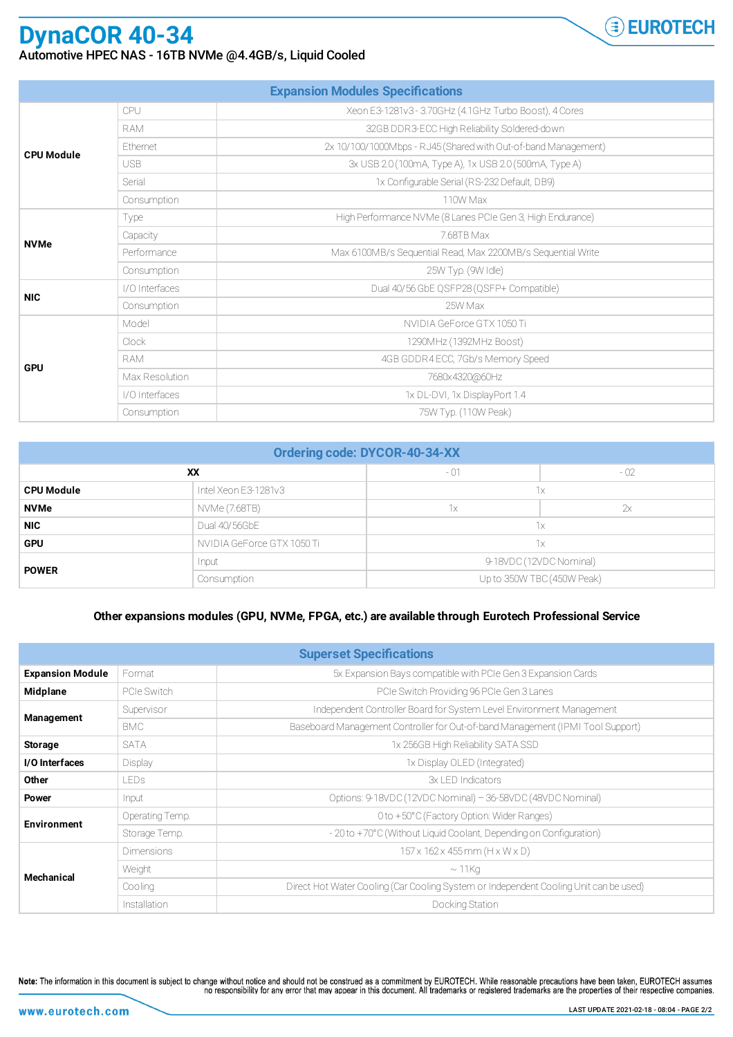# DynaCOR 40-34

Automotive HPEC NAS - 16TB NVMe @4.4GB/s, Liquid Cooled

| Expansion Modules Specifications | | |
|---|---|---|
| **CPU Module** | CPU | Xeon E3-1281v3 - 3.70GHz (4.1GHz Turbo Boost), 4 Cores |
| | RAM | 32GB DDR3-ECC High Reliability Soldered-down |
| | Ethernet | 2x 10/100/1000Mbps - RJ45 (Shared with Out-of-band Management) |
| | USB | 3x USB 2.0 (100mA, Type A), 1x USB 2.0 (500mA, Type A) |
| | Serial | 1x Configurable Serial (RS-232 Default, DB9) |
| | Consumption | 110W Max |
| **NVMe** | Type | High Performance NVMe (8 Lanes PCIe Gen 3, High Endurance) |
| | Capacity | 7.68TB Max |
| | Performance | Max 6100MB/s Sequential Read, Max 2200MB/s Sequential Write |
| | Consumption | 25W Typ. (9W Idle) |
| **NIC** | I/O Interfaces | Dual 40/56 GbE QSFP28 (QSFP+ Compatible) |
| | Consumption | 25W Max |
| **GPU** | Model | NVIDIA GeForce GTX 1050 Ti |
| | Clock | 1290MHz (1392MHz Boost) |
| | RAM | 4GB GDDR4 ECC, 7Gb/s Memory Speed |
| | Max Resolution | 7680x4320@60Hz |
| | I/O Interfaces | 1x DL-DVI, 1x DisplayPort 1.4 |
| | Consumption | 75W Typ. (110W Peak) |

| Ordering code: DYCOR-40-34-XX | | | |
|---|---|---|---|
| XX | | - 01 | - 02 |
| **CPU Module** | Intel Xeon E3-1281v3 | 1x | |
| **NVMe** | NVMe (7.68TB) | 1x | 2x |
| **NIC** | Dual 40/56GbE | 1x | |
| **GPU** | NVIDIA GeForce GTX 1050 Ti | 1x | |
| **POWER** | Input | 9-18VDC (12VDC Nominal) | |
| | Consumption | Up to 350W TBC (450W Peak) | |

**Other expansions modules (GPU, NVMe, FPGA, etc.) are available through Eurotech Professional Service**

| Superset Specifications | | |
|---|---|---|
| **Expansion Module** | Format | 5x Expansion Bays compatible with PCIe Gen 3 Expansion Cards |
| **Midplane** | PCIe Switch | PCIe Switch Providing 96 PCIe Gen 3 Lanes |
| **Management** | Supervisor | Independent Controller Board for System Level Environment Management |
| | BMC | Baseboard Management Controller for Out-of-band Management (IPMI Tool Support) |
| **Storage** | SATA | 1x 256GB High Reliability SATA SSD |
| **I/O Interfaces** | Display | 1x Display OLED (Integrated) |
| **Other** | LEDs | 3x LED Indicators |
| **Power** | Input | Options: 9-18VDC (12VDC Nominal) – 36-58VDC (48VDC Nominal) |
| **Environment** | Operating Temp. | 0 to +50°C (Factory Option: Wider Ranges) |
| | Storage Temp. | - 20 to +70°C (Without Liquid Coolant, Depending on Configuration) |
| **Mechanical** | Dimensions | 157 x 162 x 455 mm (H x W x D) |
| | Weight | ~ 11Kg |
| | Cooling | Direct Hot Water Cooling (Car Cooling System or Independent Cooling Unit can be used) |
| | Installation | Docking Station |

**Note:** The information in this document is subject to change without notice and should not be construed as a commitment by EUROTECH. While reasonable precautions have been taken, EUROTECH assumes no responsibility for any error that may appear in this document. All trademarks or registered trademarks are the properties of their respective companies.

LAST UPDATE 2021-02-18 - 08:04